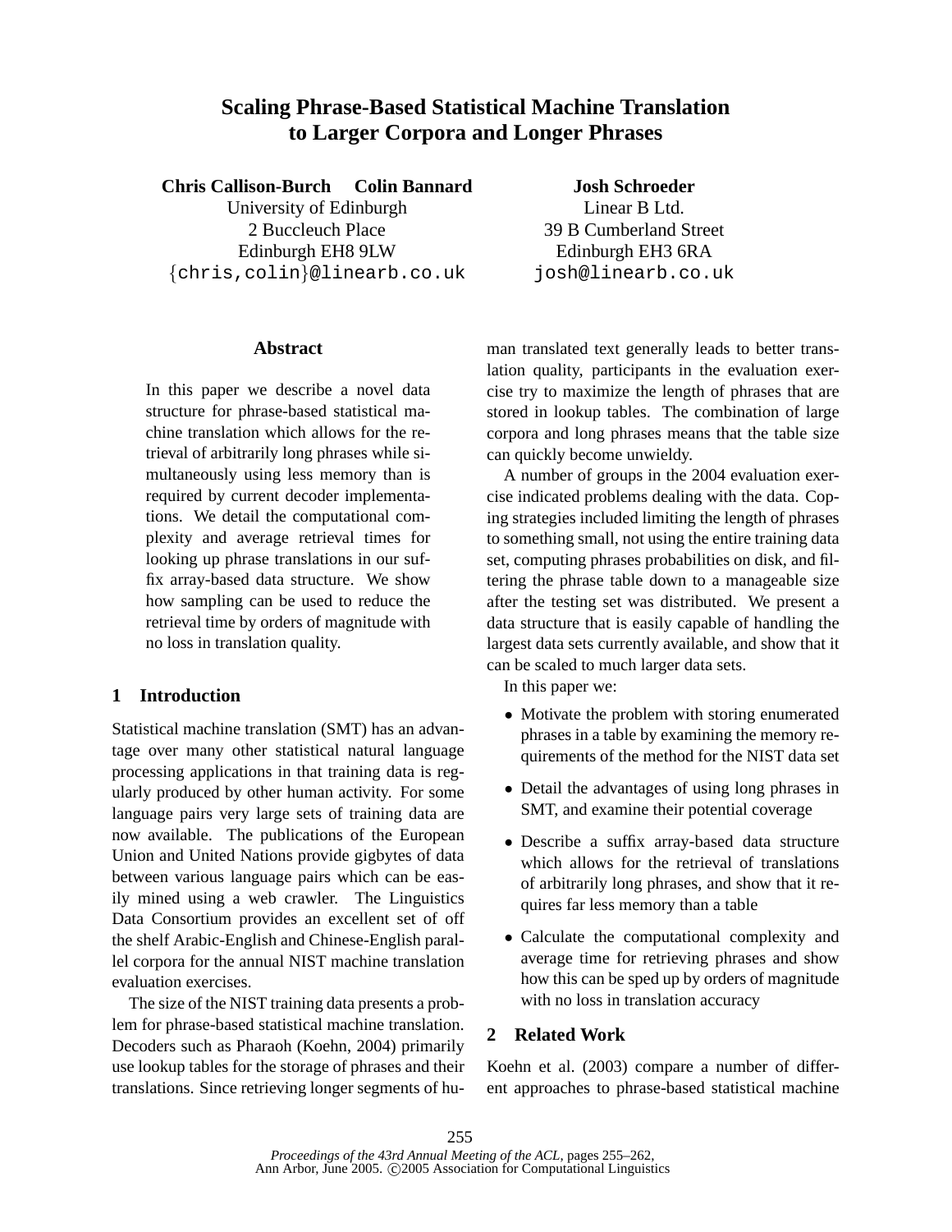# Scaling Phrase-Based Statistical Machine Translation to Larger Corpora and Longer Phrases

**Chris Callison-Burch   Colin Bannard**
University of Edinburgh
2 Buccleuch Place
Edinburgh EH8 9LW
{chris,colin}@linearb.co.uk

**Josh Schroeder**
Linear B Ltd.
39 B Cumberland Street
Edinburgh EH3 6RA
josh@linearb.co.uk

## Abstract

In this paper we describe a novel data structure for phrase-based statistical machine translation which allows for the retrieval of arbitrarily long phrases while simultaneously using less memory than is required by current decoder implementations. We detail the computational complexity and average retrieval times for looking up phrase translations in our suffix array-based data structure. We show how sampling can be used to reduce the retrieval time by orders of magnitude with no loss in translation quality.

## 1 Introduction

Statistical machine translation (SMT) has an advantage over many other statistical natural language processing applications in that training data is regularly produced by other human activity. For some language pairs very large sets of training data are now available. The publications of the European Union and United Nations provide gigbytes of data between various language pairs which can be easily mined using a web crawler. The Linguistics Data Consortium provides an excellent set of off the shelf Arabic-English and Chinese-English parallel corpora for the annual NIST machine translation evaluation exercises.

The size of the NIST training data presents a problem for phrase-based statistical machine translation. Decoders such as Pharaoh (Koehn, 2004) primarily use lookup tables for the storage of phrases and their translations. Since retrieving longer segments of human translated text generally leads to better translation quality, participants in the evaluation exercise try to maximize the length of phrases that are stored in lookup tables. The combination of large corpora and long phrases means that the table size can quickly become unwieldy.

A number of groups in the 2004 evaluation exercise indicated problems dealing with the data. Coping strategies included limiting the length of phrases to something small, not using the entire training data set, computing phrases probabilities on disk, and filtering the phrase table down to a manageable size after the testing set was distributed. We present a data structure that is easily capable of handling the largest data sets currently available, and show that it can be scaled to much larger data sets.

In this paper we:

- Motivate the problem with storing enumerated phrases in a table by examining the memory requirements of the method for the NIST data set
- Detail the advantages of using long phrases in SMT, and examine their potential coverage
- Describe a suffix array-based data structure which allows for the retrieval of translations of arbitrarily long phrases, and show that it requires far less memory than a table
- Calculate the computational complexity and average time for retrieving phrases and show how this can be sped up by orders of magnitude with no loss in translation accuracy

## 2 Related Work

Koehn et al. (2003) compare a number of different approaches to phrase-based statistical machine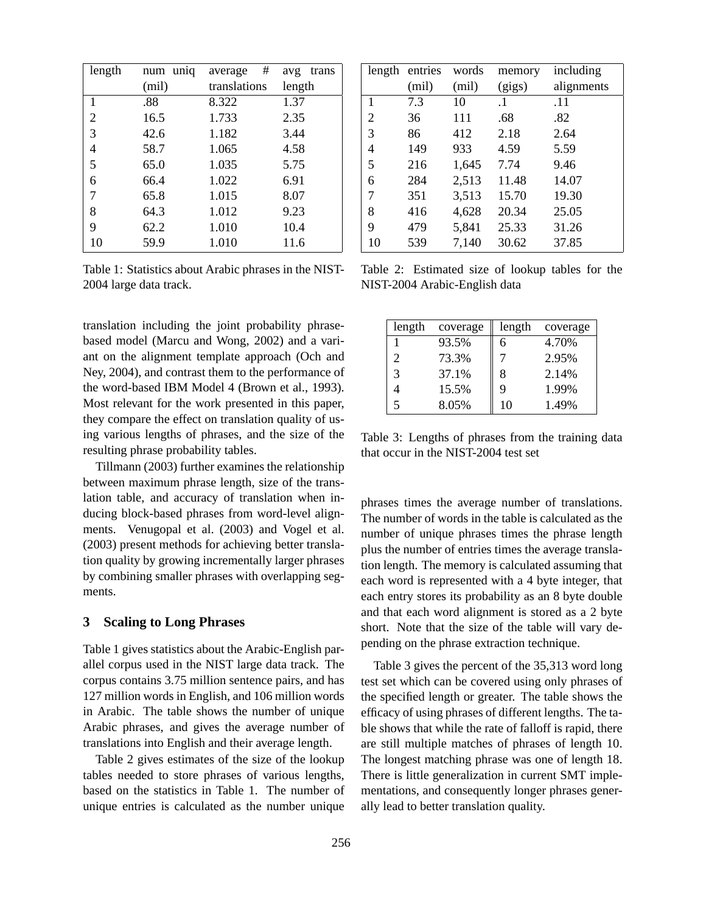| length | num uniq (mil) | average # translations | avg trans length |
|---|---|---|---|
| 1 | .88 | 8.322 | 1.37 |
| 2 | 16.5 | 1.733 | 2.35 |
| 3 | 42.6 | 1.182 | 3.44 |
| 4 | 58.7 | 1.065 | 4.58 |
| 5 | 65.0 | 1.035 | 5.75 |
| 6 | 66.4 | 1.022 | 6.91 |
| 7 | 65.8 | 1.015 | 8.07 |
| 8 | 64.3 | 1.012 | 9.23 |
| 9 | 62.2 | 1.010 | 10.4 |
| 10 | 59.9 | 1.010 | 11.6 |

Table 1: Statistics about Arabic phrases in the NIST-2004 large data track.

| length | entries (mil) | words (mil) | memory (gigs) | including alignments |
|---|---|---|---|---|
| 1 | 7.3 | 10 | .1 | .11 |
| 2 | 36 | 111 | .68 | .82 |
| 3 | 86 | 412 | 2.18 | 2.64 |
| 4 | 149 | 933 | 4.59 | 5.59 |
| 5 | 216 | 1,645 | 7.74 | 9.46 |
| 6 | 284 | 2,513 | 11.48 | 14.07 |
| 7 | 351 | 3,513 | 15.70 | 19.30 |
| 8 | 416 | 4,628 | 20.34 | 25.05 |
| 9 | 479 | 5,841 | 25.33 | 31.26 |
| 10 | 539 | 7,140 | 30.62 | 37.85 |

Table 2: Estimated size of lookup tables for the NIST-2004 Arabic-English data

translation including the joint probability phrase-based model (Marcu and Wong, 2002) and a variant on the alignment template approach (Och and Ney, 2004), and contrast them to the performance of the word-based IBM Model 4 (Brown et al., 1993). Most relevant for the work presented in this paper, they compare the effect on translation quality of using various lengths of phrases, and the size of the resulting phrase probability tables.

Tillmann (2003) further examines the relationship between maximum phrase length, size of the translation table, and accuracy of translation when inducing block-based phrases from word-level alignments. Venugopal et al. (2003) and Vogel et al. (2003) present methods for achieving better translation quality by growing incrementally larger phrases by combining smaller phrases with overlapping segments.

## 3 Scaling to Long Phrases

Table 1 gives statistics about the Arabic-English parallel corpus used in the NIST large data track. The corpus contains 3.75 million sentence pairs, and has 127 million words in English, and 106 million words in Arabic. The table shows the number of unique Arabic phrases, and gives the average number of translations into English and their average length.

Table 2 gives estimates of the size of the lookup tables needed to store phrases of various lengths, based on the statistics in Table 1. The number of unique entries is calculated as the number unique phrases times the average number of translations. The number of words in the table is calculated as the number of unique phrases times the phrase length plus the number of entries times the average translation length. The memory is calculated assuming that each word is represented with a 4 byte integer, that each entry stores its probability as an 8 byte double and that each word alignment is stored as a 2 byte short. Note that the size of the table will vary depending on the phrase extraction technique.

| length | coverage | length | coverage |
|---|---|---|---|
| 1 | 93.5% | 6 | 4.70% |
| 2 | 73.3% | 7 | 2.95% |
| 3 | 37.1% | 8 | 2.14% |
| 4 | 15.5% | 9 | 1.99% |
| 5 | 8.05% | 10 | 1.49% |

Table 3: Lengths of phrases from the training data that occur in the NIST-2004 test set

Table 3 gives the percent of the 35,313 word long test set which can be covered using only phrases of the specified length or greater. The table shows the efficacy of using phrases of different lengths. The table shows that while the rate of falloff is rapid, there are still multiple matches of phrases of length 10. The longest matching phrase was one of length 18. There is little generalization in current SMT implementations, and consequently longer phrases generally lead to better translation quality.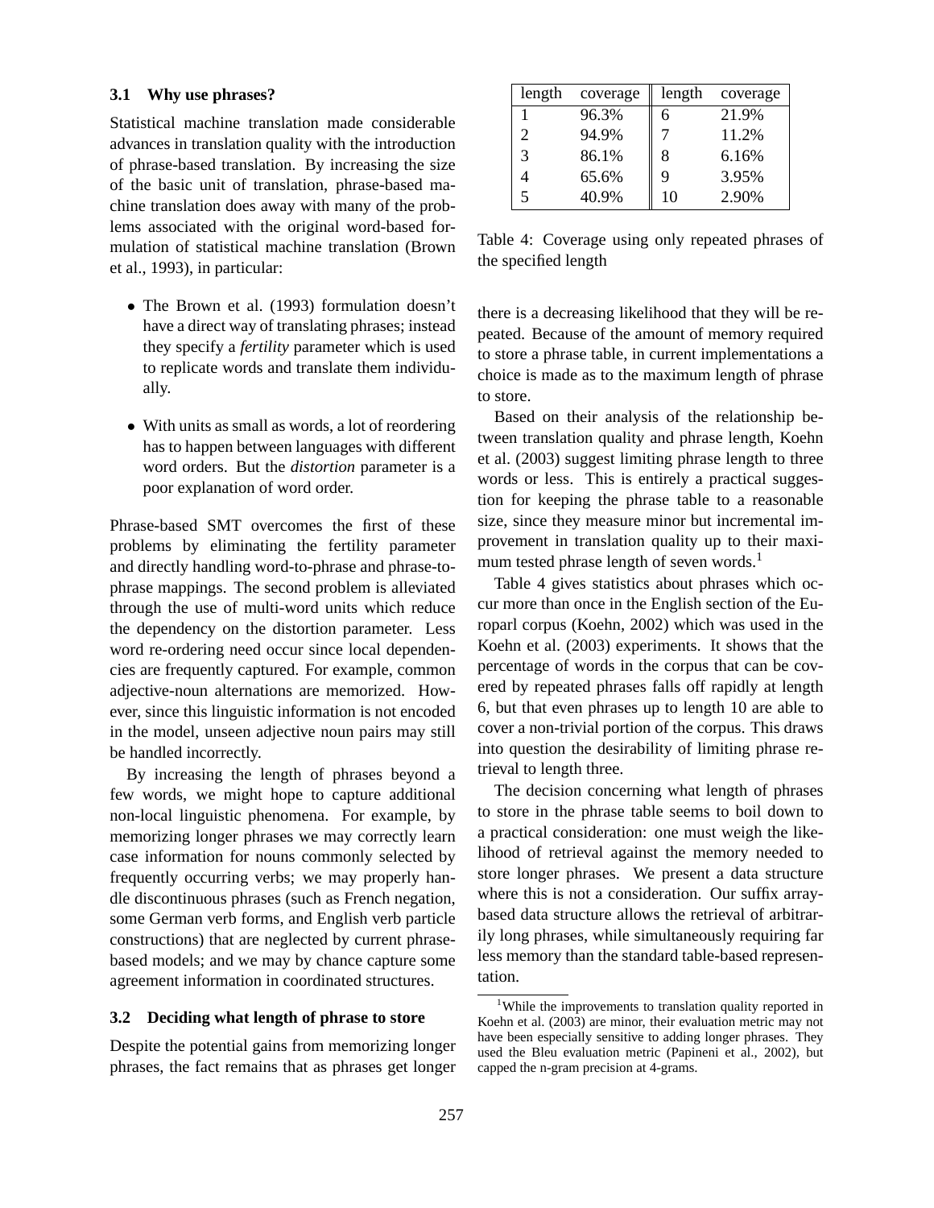### 3.1 Why use phrases?

Statistical machine translation made considerable advances in translation quality with the introduction of phrase-based translation. By increasing the size of the basic unit of translation, phrase-based machine translation does away with many of the problems associated with the original word-based formulation of statistical machine translation (Brown et al., 1993), in particular:

- The Brown et al. (1993) formulation doesn't have a direct way of translating phrases; instead they specify a *fertility* parameter which is used to replicate words and translate them individually.
- With units as small as words, a lot of reordering has to happen between languages with different word orders. But the *distortion* parameter is a poor explanation of word order.

Phrase-based SMT overcomes the first of these problems by eliminating the fertility parameter and directly handling word-to-phrase and phrase-to-phrase mappings. The second problem is alleviated through the use of multi-word units which reduce the dependency on the distortion parameter. Less word re-ordering need occur since local dependencies are frequently captured. For example, common adjective-noun alternations are memorized. However, since this linguistic information is not encoded in the model, unseen adjective noun pairs may still be handled incorrectly.

By increasing the length of phrases beyond a few words, we might hope to capture additional non-local linguistic phenomena. For example, by memorizing longer phrases we may correctly learn case information for nouns commonly selected by frequently occurring verbs; we may properly handle discontinuous phrases (such as French negation, some German verb forms, and English verb particle constructions) that are neglected by current phrase-based models; and we may by chance capture some agreement information in coordinated structures.

### 3.2 Deciding what length of phrase to store

Despite the potential gains from memorizing longer phrases, the fact remains that as phrases get longer there is a decreasing likelihood that they will be repeated. Because of the amount of memory required to store a phrase table, in current implementations a choice is made as to the maximum length of phrase to store.

| length | coverage | length | coverage |
|---|---|---|---|
| 1 | 96.3% | 6 | 21.9% |
| 2 | 94.9% | 7 | 11.2% |
| 3 | 86.1% | 8 | 6.16% |
| 4 | 65.6% | 9 | 3.95% |
| 5 | 40.9% | 10 | 2.90% |

Table 4: Coverage using only repeated phrases of the specified length

Based on their analysis of the relationship between translation quality and phrase length, Koehn et al. (2003) suggest limiting phrase length to three words or less. This is entirely a practical suggestion for keeping the phrase table to a reasonable size, since they measure minor but incremental improvement in translation quality up to their maximum tested phrase length of seven words.[1]

Table 4 gives statistics about phrases which occur more than once in the English section of the Europarl corpus (Koehn, 2002) which was used in the Koehn et al. (2003) experiments. It shows that the percentage of words in the corpus that can be covered by repeated phrases falls off rapidly at length 6, but that even phrases up to length 10 are able to cover a non-trivial portion of the corpus. This draws into question the desirability of limiting phrase retrieval to length three.

The decision concerning what length of phrases to store in the phrase table seems to boil down to a practical consideration: one must weigh the likelihood of retrieval against the memory needed to store longer phrases. We present a data structure where this is not a consideration. Our suffix array-based data structure allows the retrieval of arbitrarily long phrases, while simultaneously requiring far less memory than the standard table-based representation.

[1] While the improvements to translation quality reported in Koehn et al. (2003) are minor, their evaluation metric may not have been especially sensitive to adding longer phrases. They used the Bleu evaluation metric (Papineni et al., 2002), but capped the n-gram precision at 4-grams.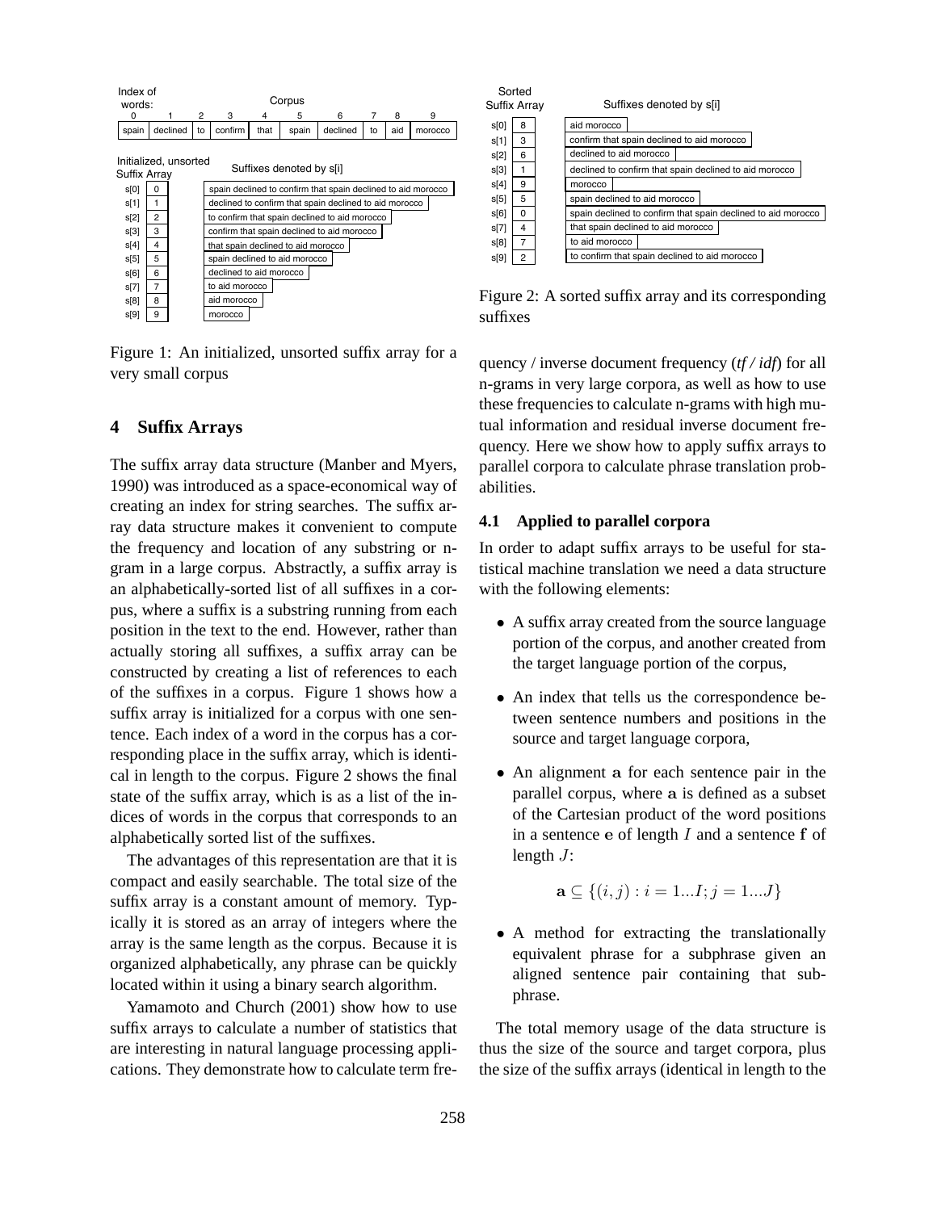Index of words:

| 0 | 1 | 2 | 3 | 4 | 5 | 6 | 7 | 8 | 9 |
|---|---|---|---|---|---|---|---|---|---|
| spain | declined | to | confirm | that | spain | declined | to | aid | morocco |

Initialized, unsorted Suffix Array

| | Suffix Array | Suffixes denoted by s[i] |
|---|---|---|
| s[0] | 0 | spain declined to confirm that spain declined to aid morocco |
| s[1] | 1 | declined to confirm that spain declined to aid morocco |
| s[2] | 2 | to confirm that spain declined to aid morocco |
| s[3] | 3 | confirm that spain declined to aid morocco |
| s[4] | 4 | that spain declined to aid morocco |
| s[5] | 5 | spain declined to aid morocco |
| s[6] | 6 | declined to aid morocco |
| s[7] | 7 | to aid morocco |
| s[8] | 8 | aid morocco |
| s[9] | 9 | morocco |

Figure 1: An initialized, unsorted suffix array for a very small corpus

| | Sorted Suffix Array | Suffixes denoted by s[i] |
|---|---|---|
| s[0] | 8 | aid morocco |
| s[1] | 3 | confirm that spain declined to aid morocco |
| s[2] | 6 | declined to aid morocco |
| s[3] | 1 | declined to confirm that spain declined to aid morocco |
| s[4] | 9 | morocco |
| s[5] | 5 | spain declined to aid morocco |
| s[6] | 0 | spain declined to confirm that spain declined to aid morocco |
| s[7] | 4 | that spain declined to aid morocco |
| s[8] | 7 | to aid morocco |
| s[9] | 2 | to confirm that spain declined to aid morocco |

Figure 2: A sorted suffix array and its corresponding suffixes

## 4 Suffix Arrays

The suffix array data structure (Manber and Myers, 1990) was introduced as a space-economical way of creating an index for string searches. The suffix array data structure makes it convenient to compute the frequency and location of any substring or n-gram in a large corpus. Abstractly, a suffix array is an alphabetically-sorted list of all suffixes in a corpus, where a suffix is a substring running from each position in the text to the end. However, rather than actually storing all suffixes, a suffix array can be constructed by creating a list of references to each of the suffixes in a corpus. Figure 1 shows how a suffix array is initialized for a corpus with one sentence. Each index of a word in the corpus has a corresponding place in the suffix array, which is identical in length to the corpus. Figure 2 shows the final state of the suffix array, which is as a list of the indices of words in the corpus that corresponds to an alphabetically sorted list of the suffixes.

The advantages of this representation are that it is compact and easily searchable. The total size of the suffix array is a constant amount of memory. Typically it is stored as an array of integers where the array is the same length as the corpus. Because it is organized alphabetically, any phrase can be quickly located within it using a binary search algorithm.

Yamamoto and Church (2001) show how to use suffix arrays to calculate a number of statistics that are interesting in natural language processing applications. They demonstrate how to calculate term frequency / inverse document frequency (*tf / idf*) for all n-grams in very large corpora, as well as how to use these frequencies to calculate n-grams with high mutual information and residual inverse document frequency. Here we show how to apply suffix arrays to parallel corpora to calculate phrase translation probabilities.

### 4.1 Applied to parallel corpora

In order to adapt suffix arrays to be useful for statistical machine translation we need a data structure with the following elements:

- A suffix array created from the source language portion of the corpus, and another created from the target language portion of the corpus,
- An index that tells us the correspondence between sentence numbers and positions in the source and target language corpora,
- An alignment $\mathbf{a}$ for each sentence pair in the parallel corpus, where $\mathbf{a}$ is defined as a subset of the Cartesian product of the word positions in a sentence $\mathbf{e}$ of length $I$ and a sentence $\mathbf{f}$ of length $J$:

$$\mathbf{a} \subseteq \{(i, j) : i = 1...I; j = 1...J\}$$

- A method for extracting the translationally equivalent phrase for a subphrase given an aligned sentence pair containing that subphrase.

The total memory usage of the data structure is thus the size of the source and target corpora, plus the size of the suffix arrays (identical in length to the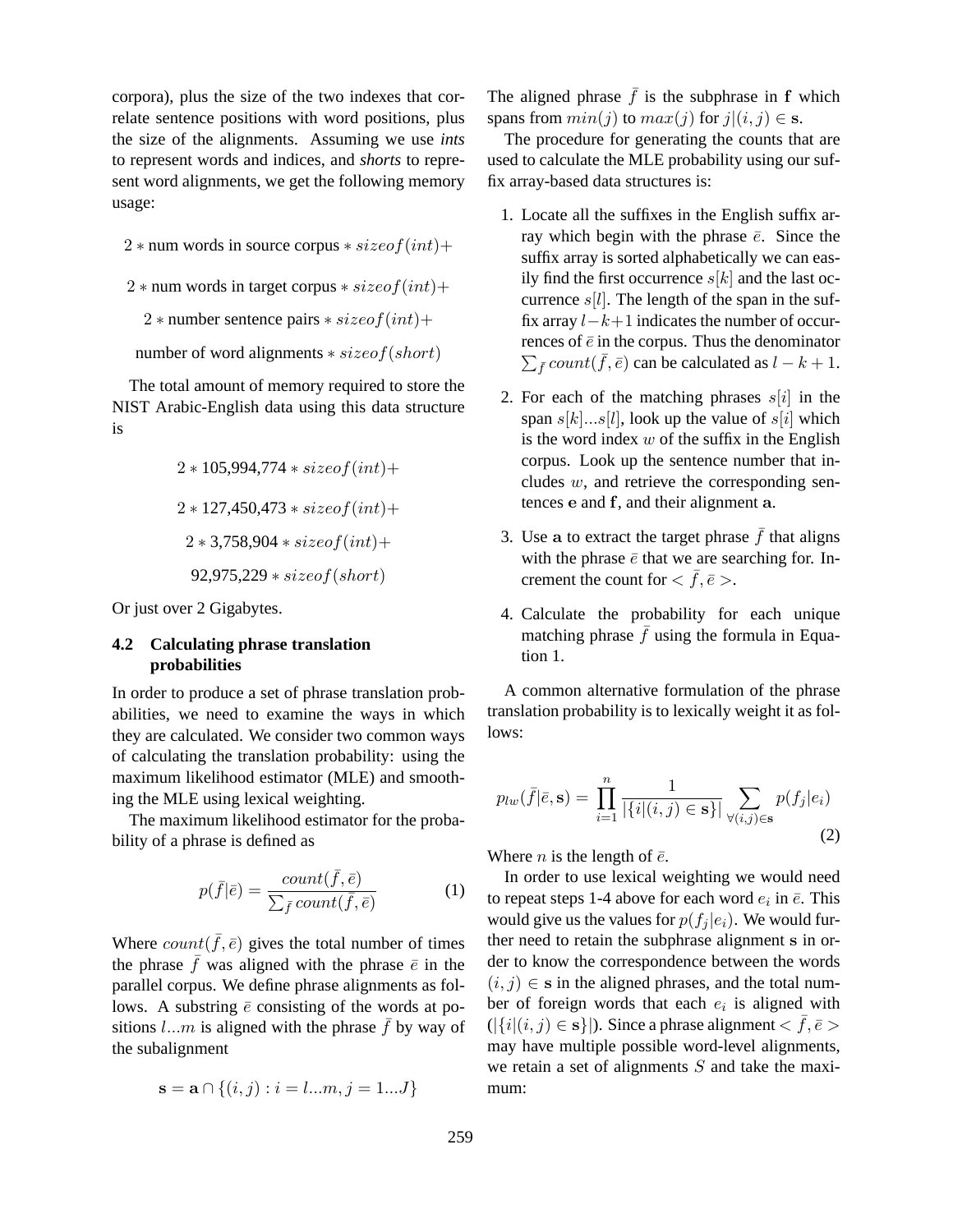corpora), plus the size of the two indexes that correlate sentence positions with word positions, plus the size of the alignments. Assuming we use *ints* to represent words and indices, and *shorts* to represent word alignments, we get the following memory usage:

$$2 * \text{num words in source corpus} * sizeof(int)+$$

$$2 * \text{num words in target corpus} * sizeof(int)+$$

$$2 * \text{number sentence pairs} * sizeof(int)+$$

$$\text{number of word alignments} * sizeof(short)$$

The total amount of memory required to store the NIST Arabic-English data using this data structure is

$$2 * 105{,}994{,}774 * sizeof(int)+$$

$$2 * 127{,}450{,}473 * sizeof(int)+$$

$$2 * 3{,}758{,}904 * sizeof(int)+$$

$$92{,}975{,}229 * sizeof(short)$$

Or just over 2 Gigabytes.

### 4.2 Calculating phrase translation probabilities

In order to produce a set of phrase translation probabilities, we need to examine the ways in which they are calculated. We consider two common ways of calculating the translation probability: using the maximum likelihood estimator (MLE) and smoothing the MLE using lexical weighting.

The maximum likelihood estimator for the probability of a phrase is defined as

$$p(\bar{f}|\bar{e}) = \frac{count(\bar{f}, \bar{e})}{\sum_{\bar{f}} count(\bar{f}, \bar{e})} \quad (1)$$

Where $count(\bar{f}, \bar{e})$ gives the total number of times the phrase $\bar{f}$ was aligned with the phrase $\bar{e}$ in the parallel corpus. We define phrase alignments as follows. A substring $\bar{e}$ consisting of the words at positions $l...m$ is aligned with the phrase $\bar{f}$ by way of the subalignment

$$\mathbf{s} = \mathbf{a} \cap \{(i, j) : i = l...m, j = 1...J\}$$

The aligned phrase $\bar{f}$ is the subphrase in $\mathbf{f}$ which spans from $min(j)$ to $max(j)$ for $j|(i, j) \in \mathbf{s}$.

The procedure for generating the counts that are used to calculate the MLE probability using our suffix array-based data structures is:

1. Locate all the suffixes in the English suffix array which begin with the phrase $\bar{e}$. Since the suffix array is sorted alphabetically we can easily find the first occurrence $s[k]$ and the last occurrence $s[l]$. The length of the span in the suffix array $l-k+1$ indicates the number of occurrences of $\bar{e}$ in the corpus. Thus the denominator $\sum_{\bar{f}} count(\bar{f}, \bar{e})$ can be calculated as $l - k + 1$.

2. For each of the matching phrases $s[i]$ in the span $s[k]...s[l]$, look up the value of $s[i]$ which is the word index $w$ of the suffix in the English corpus. Look up the sentence number that includes $w$, and retrieve the corresponding sentences $\mathbf{e}$ and $\mathbf{f}$, and their alignment $\mathbf{a}$.

3. Use $\mathbf{a}$ to extract the target phrase $\bar{f}$ that aligns with the phrase $\bar{e}$ that we are searching for. Increment the count for $< \bar{f}, \bar{e} >$.

4. Calculate the probability for each unique matching phrase $\bar{f}$ using the formula in Equation 1.

A common alternative formulation of the phrase translation probability is to lexically weight it as follows:

$$p_{lw}(\bar{f}|\bar{e}, \mathbf{s}) = \prod_{i=1}^{n} \frac{1}{|\{i|(i, j) \in \mathbf{s}\}|} \sum_{\forall (i,j) \in \mathbf{s}} p(f_j|e_i) \quad (2)$$

Where $n$ is the length of $\bar{e}$.

In order to use lexical weighting we would need to repeat steps 1-4 above for each word $e_i$ in $\bar{e}$. This would give us the values for $p(f_j|e_i)$. We would further need to retain the subphrase alignment $\mathbf{s}$ in order to know the correspondence between the words $(i, j) \in \mathbf{s}$ in the aligned phrases, and the total number of foreign words that each $e_i$ is aligned with $(|\{i|(i, j) \in \mathbf{s}\}|)$. Since a phrase alignment $< \bar{f}, \bar{e} >$ may have multiple possible word-level alignments, we retain a set of alignments $S$ and take the maximum: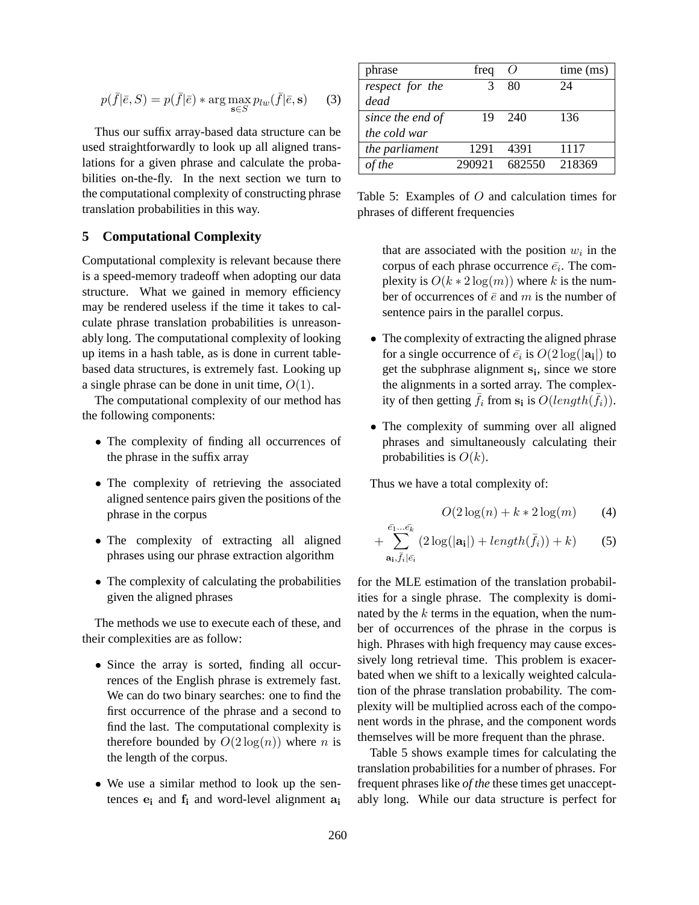$$p(\bar{f}|\bar{e}, S) = p(\bar{f}|\bar{e}) * \arg\max_{\mathbf{s} \in S} p_{lw}(\bar{f}|\bar{e}, \mathbf{s}) \quad (3)$$

Thus our suffix array-based data structure can be used straightforwardly to look up all aligned translations for a given phrase and calculate the probabilities on-the-fly. In the next section we turn to the computational complexity of constructing phrase translation probabilities in this way.

## 5 Computational Complexity

Computational complexity is relevant because there is a speed-memory tradeoff when adopting our data structure. What we gained in memory efficiency may be rendered useless if the time it takes to calculate phrase translation probabilities is unreasonably long. The computational complexity of looking up items in a hash table, as is done in current table-based data structures, is extremely fast. Looking up a single phrase can be done in unit time, $O(1)$.

The computational complexity of our method has the following components:

- The complexity of finding all occurrences of the phrase in the suffix array
- The complexity of retrieving the associated aligned sentence pairs given the positions of the phrase in the corpus
- The complexity of extracting all aligned phrases using our phrase extraction algorithm
- The complexity of calculating the probabilities given the aligned phrases

The methods we use to execute each of these, and their complexities are as follow:

- Since the array is sorted, finding all occurrences of the English phrase is extremely fast. We can do two binary searches: one to find the first occurrence of the phrase and a second to find the last. The computational complexity is therefore bounded by $O(2\log(n))$ where $n$ is the length of the corpus.
- We use a similar method to look up the sentences $\mathbf{e_i}$ and $\mathbf{f_i}$ and word-level alignment $\mathbf{a_i}$ that are associated with the position $w_i$ in the corpus of each phrase occurrence $\bar{e}_i$. The complexity is $O(k * 2\log(m))$ where $k$ is the number of occurrences of $\bar{e}$ and $m$ is the number of sentence pairs in the parallel corpus.
- The complexity of extracting the aligned phrase for a single occurrence of $\bar{e}_i$ is $O(2\log(|\mathbf{a_i}|)$ to get the subphrase alignment $\mathbf{s_i}$, since we store the alignments in a sorted array. The complexity of then getting $\bar{f}_i$ from $\mathbf{s_i}$ is $O(length(\bar{f}_i))$.
- The complexity of summing over all aligned phrases and simultaneously calculating their probabilities is $O(k)$.

Thus we have a total complexity of:

$$O(2\log(n) + k * 2\log(m) \quad (4)$$

$$+ \sum_{\mathbf{a_i}, \bar{f}_i | \bar{e}_i}^{\bar{e_1} \ldots \bar{e_k}} (2\log(|\mathbf{a_i}|) + length(\bar{f}_i)) + k) \quad (5)$$

for the MLE estimation of the translation probabilities for a single phrase. The complexity is dominated by the $k$ terms in the equation, when the number of occurrences of the phrase in the corpus is high. Phrases with high frequency may cause excessively long retrieval time. This problem is exacerbated when we shift to a lexically weighted calculation of the phrase translation probability. The complexity will be multiplied across each of the component words in the phrase, and the component words themselves will be more frequent than the phrase.

Table 5 shows example times for calculating the translation probabilities for a number of phrases. For frequent phrases like *of the* these times get unacceptably long. While our data structure is perfect for

| phrase | freq | $O$ | time (ms) |
|---|---|---|---|
| *respect for the dead* | 3 | 80 | 24 |
| *since the end of the cold war* | 19 | 240 | 136 |
| *the parliament* | 1291 | 4391 | 1117 |
| *of the* | 290921 | 682550 | 218369 |

Table 5: Examples of $O$ and calculation times for phrases of different frequencies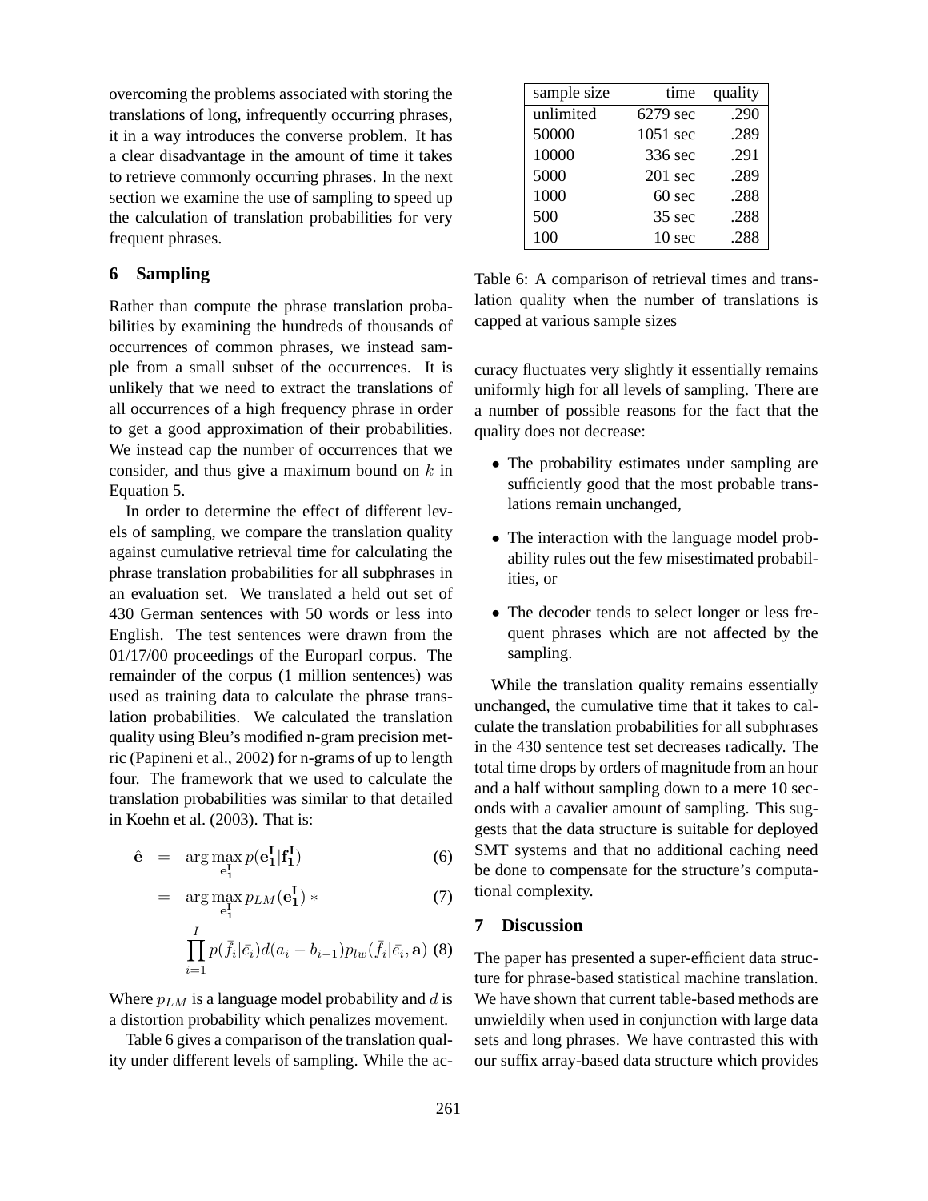overcoming the problems associated with storing the translations of long, infrequently occurring phrases, it in a way introduces the converse problem. It has a clear disadvantage in the amount of time it takes to retrieve commonly occurring phrases. In the next section we examine the use of sampling to speed up the calculation of translation probabilities for very frequent phrases.

## 6 Sampling

Rather than compute the phrase translation probabilities by examining the hundreds of thousands of occurrences of common phrases, we instead sample from a small subset of the occurrences. It is unlikely that we need to extract the translations of all occurrences of a high frequency phrase in order to get a good approximation of their probabilities. We instead cap the number of occurrences that we consider, and thus give a maximum bound on $k$ in Equation 5.

In order to determine the effect of different levels of sampling, we compare the translation quality against cumulative retrieval time for calculating the phrase translation probabilities for all subphrases in an evaluation set. We translated a held out set of 430 German sentences with 50 words or less into English. The test sentences were drawn from the 01/17/00 proceedings of the Europarl corpus. The remainder of the corpus (1 million sentences) was used as training data to calculate the phrase translation probabilities. We calculated the translation quality using Bleu's modified n-gram precision metric (Papineni et al., 2002) for n-grams of up to length four. The framework that we used to calculate the translation probabilities was similar to that detailed in Koehn et al. (2003). That is:

$$\hat{\mathbf{e}} = \arg\max_{\mathbf{e}_1^I} p(\mathbf{e}_1^I|\mathbf{f}_1^I) \quad (6)$$

$$= \arg\max_{\mathbf{e}_1^I} p_{LM}(\mathbf{e}_1^I) * \quad (7)$$

$$\prod_{i=1}^{I} p(\bar{f}_i|\bar{e}_i) d(a_i - b_{i-1}) p_{lw}(\bar{f}_i|\bar{e}_i, \mathbf{a}) \quad (8)$$

Where $p_{LM}$ is a language model probability and $d$ is a distortion probability which penalizes movement.

Table 6 gives a comparison of the translation quality under different levels of sampling. While the accuracy fluctuates very slightly it essentially remains uniformly high for all levels of sampling. There are a number of possible reasons for the fact that the quality does not decrease:

| sample size | time | quality |
|---|---|---|
| unlimited | 6279 sec | .290 |
| 50000 | 1051 sec | .289 |
| 10000 | 336 sec | .291 |
| 5000 | 201 sec | .289 |
| 1000 | 60 sec | .288 |
| 500 | 35 sec | .288 |
| 100 | 10 sec | .288 |

Table 6: A comparison of retrieval times and translation quality when the number of translations is capped at various sample sizes

- The probability estimates under sampling are sufficiently good that the most probable translations remain unchanged,
- The interaction with the language model probability rules out the few misestimated probabilities, or
- The decoder tends to select longer or less frequent phrases which are not affected by the sampling.

While the translation quality remains essentially unchanged, the cumulative time that it takes to calculate the translation probabilities for all subphrases in the 430 sentence test set decreases radically. The total time drops by orders of magnitude from an hour and a half without sampling down to a mere 10 seconds with a cavalier amount of sampling. This suggests that the data structure is suitable for deployed SMT systems and that no additional caching need be done to compensate for the structure's computational complexity.

## 7 Discussion

The paper has presented a super-efficient data structure for phrase-based statistical machine translation. We have shown that current table-based methods are unwieldily when used in conjunction with large data sets and long phrases. We have contrasted this with our suffix array-based data structure which provides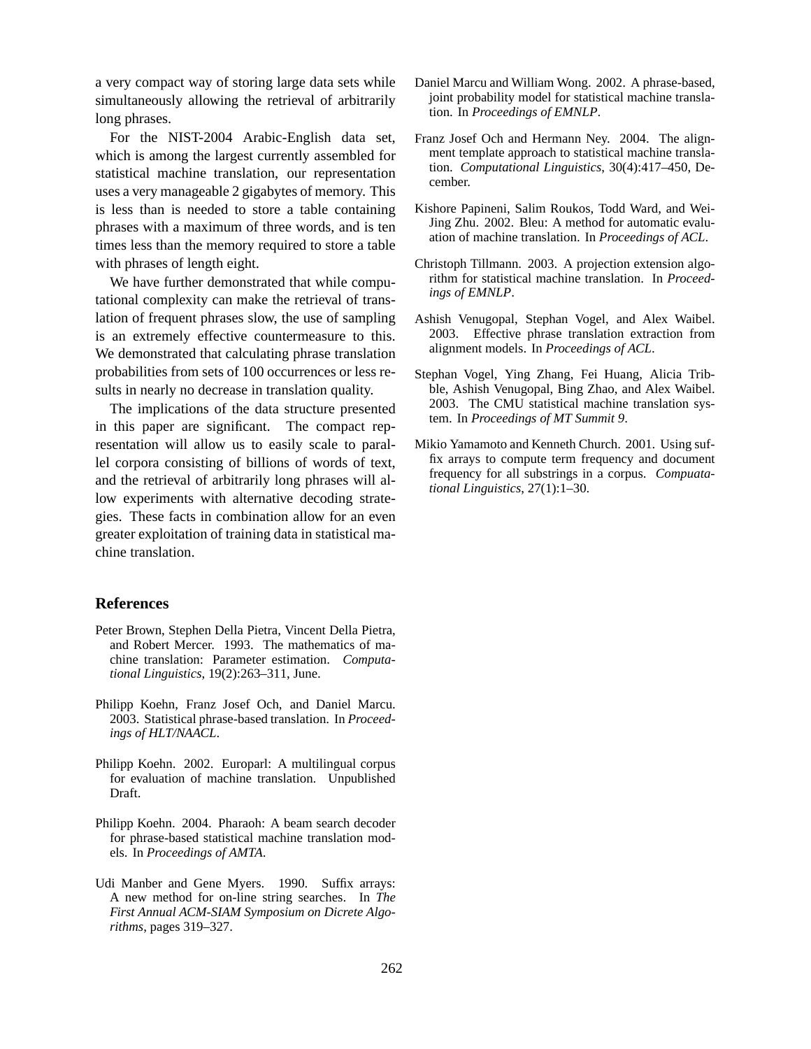a very compact way of storing large data sets while simultaneously allowing the retrieval of arbitrarily long phrases.

For the NIST-2004 Arabic-English data set, which is among the largest currently assembled for statistical machine translation, our representation uses a very manageable 2 gigabytes of memory. This is less than is needed to store a table containing phrases with a maximum of three words, and is ten times less than the memory required to store a table with phrases of length eight.

We have further demonstrated that while computational complexity can make the retrieval of translation of frequent phrases slow, the use of sampling is an extremely effective countermeasure to this. We demonstrated that calculating phrase translation probabilities from sets of 100 occurrences or less results in nearly no decrease in translation quality.

The implications of the data structure presented in this paper are significant. The compact representation will allow us to easily scale to parallel corpora consisting of billions of words of text, and the retrieval of arbitrarily long phrases will allow experiments with alternative decoding strategies. These facts in combination allow for an even greater exploitation of training data in statistical machine translation.

## References

Peter Brown, Stephen Della Pietra, Vincent Della Pietra, and Robert Mercer. 1993. The mathematics of machine translation: Parameter estimation. *Computational Linguistics*, 19(2):263–311, June.

Philipp Koehn, Franz Josef Och, and Daniel Marcu. 2003. Statistical phrase-based translation. In *Proceedings of HLT/NAACL*.

Philipp Koehn. 2002. Europarl: A multilingual corpus for evaluation of machine translation. Unpublished Draft.

Philipp Koehn. 2004. Pharaoh: A beam search decoder for phrase-based statistical machine translation models. In *Proceedings of AMTA*.

Udi Manber and Gene Myers. 1990. Suffix arrays: A new method for on-line string searches. In *The First Annual ACM-SIAM Symposium on Dicrete Algorithms*, pages 319–327.

Daniel Marcu and William Wong. 2002. A phrase-based, joint probability model for statistical machine translation. In *Proceedings of EMNLP*.

Franz Josef Och and Hermann Ney. 2004. The alignment template approach to statistical machine translation. *Computational Linguistics*, 30(4):417–450, December.

Kishore Papineni, Salim Roukos, Todd Ward, and Wei-Jing Zhu. 2002. Bleu: A method for automatic evaluation of machine translation. In *Proceedings of ACL*.

Christoph Tillmann. 2003. A projection extension algorithm for statistical machine translation. In *Proceedings of EMNLP*.

Ashish Venugopal, Stephan Vogel, and Alex Waibel. 2003. Effective phrase translation extraction from alignment models. In *Proceedings of ACL*.

Stephan Vogel, Ying Zhang, Fei Huang, Alicia Tribble, Ashish Venugopal, Bing Zhao, and Alex Waibel. 2003. The CMU statistical machine translation system. In *Proceedings of MT Summit 9*.

Mikio Yamamoto and Kenneth Church. 2001. Using suffix arrays to compute term frequency and document frequency for all substrings in a corpus. *Compuatational Linguistics*, 27(1):1–30.